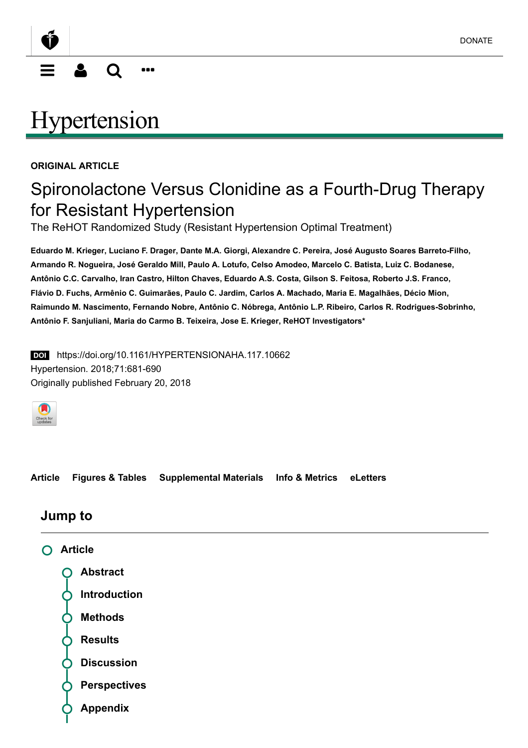DONATE

# Hypertension

ORIGINAL ARTICLE

## Spironolactone Versus Clonidine as a Fourth-Drug Therapy for Resistant Hypertension

The ReHOT Randomized Study (Resistant Hypertension Optimal Treatment)

**Eduardo M. Krieger, Luciano F. Drager, Dante M.A. Giorgi, Alexandre C. Pereira, José Augusto Soares Barreto-Filho, Armando R. Nogueira, José Geraldo Mill, Paulo A. Lotufo, Celso Amodeo, Marcelo C. Batista, Luiz C. Bodanese, Antônio C.C. Carvalho, Iran Castro, Hilton Chaves, Eduardo A.S. Costa, Gilson S. Feitosa, Roberto J.S. Franco, Flávio D. Fuchs, Armênio C. Guimarães, Paulo C. Jardim, Carlos A. Machado, Maria E. Magalhães, Décio Mion, Raimundo M. Nascimento, Fernando Nobre, Antônio C. Nóbrega, Antônio L.P. Ribeiro, Carlos R. Rodrigues-Sobrinho, Antônio F. Sanjuliani, Maria do Carmo B. Teixeira, Jose E. Krieger, ReHOT Investigators***

DOI https://doi.org/10.1161/HYPERTENSIONAHA.117.10662
Hypertension. 2018;71:681-690
Originally published February 20, 2018

Check for updates

**Article** **Figures & Tables** **Supplemental Materials** **Info & Metrics** **eLetters**

### Jump to

- **Article**
  - **Abstract**
  - **Introduction**
  - **Methods**
  - **Results**
  - **Discussion**
  - **Perspectives**
  - **Appendix**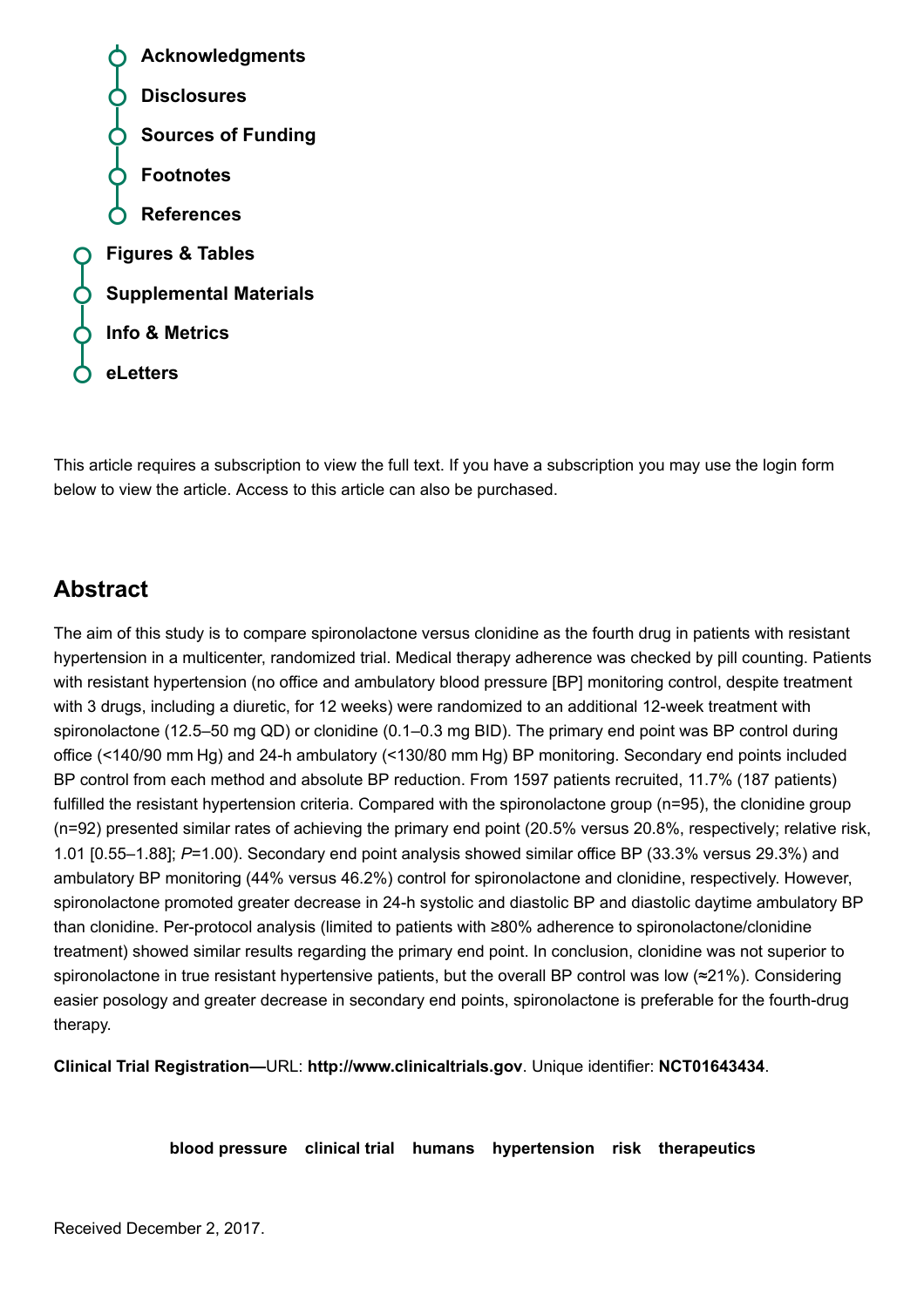- Acknowledgments
- Disclosures
- Sources of Funding
- Footnotes
- References
- Figures & Tables
- Supplemental Materials
- Info & Metrics
- eLetters

This article requires a subscription to view the full text. If you have a subscription you may use the login form below to view the article. Access to this article can also be purchased.

## Abstract

The aim of this study is to compare spironolactone versus clonidine as the fourth drug in patients with resistant hypertension in a multicenter, randomized trial. Medical therapy adherence was checked by pill counting. Patients with resistant hypertension (no office and ambulatory blood pressure [BP] monitoring control, despite treatment with 3 drugs, including a diuretic, for 12 weeks) were randomized to an additional 12-week treatment with spironolactone (12.5–50 mg QD) or clonidine (0.1–0.3 mg BID). The primary end point was BP control during office (<140/90 mm Hg) and 24-h ambulatory (<130/80 mm Hg) BP monitoring. Secondary end points included BP control from each method and absolute BP reduction. From 1597 patients recruited, 11.7% (187 patients) fulfilled the resistant hypertension criteria. Compared with the spironolactone group (n=95), the clonidine group (n=92) presented similar rates of achieving the primary end point (20.5% versus 20.8%, respectively; relative risk, 1.01 [0.55–1.88]; *P*=1.00). Secondary end point analysis showed similar office BP (33.3% versus 29.3%) and ambulatory BP monitoring (44% versus 46.2%) control for spironolactone and clonidine, respectively. However, spironolactone promoted greater decrease in 24-h systolic and diastolic BP and diastolic daytime ambulatory BP than clonidine. Per-protocol analysis (limited to patients with ≥80% adherence to spironolactone/clonidine treatment) showed similar results regarding the primary end point. In conclusion, clonidine was not superior to spironolactone in true resistant hypertensive patients, but the overall BP control was low (≈21%). Considering easier posology and greater decrease in secondary end points, spironolactone is preferable for the fourth-drug therapy.

**Clinical Trial Registration—**URL: **http://www.clinicaltrials.gov**. Unique identifier: **NCT01643434**.

**blood pressure** **clinical trial** **humans** **hypertension** **risk** **therapeutics**

Received December 2, 2017.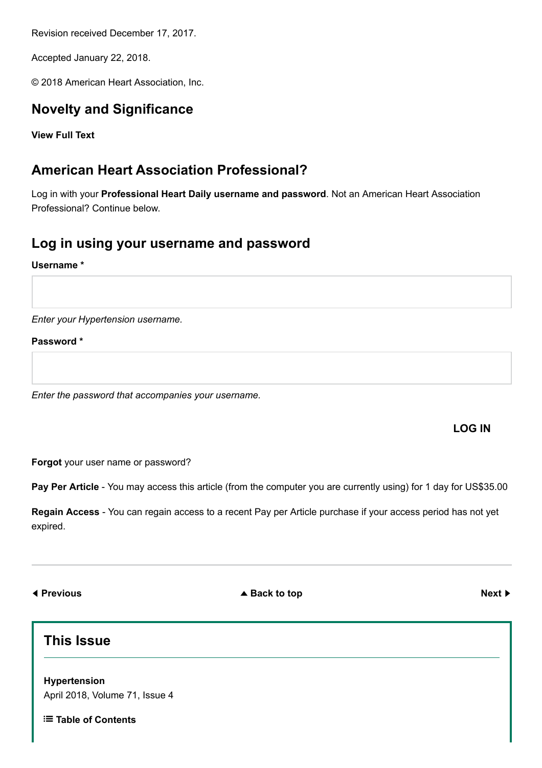Revision received December 17, 2017.

Accepted January 22, 2018.

© 2018 American Heart Association, Inc.

## Novelty and Significance

**View Full Text**

## American Heart Association Professional?

Log in with your **Professional Heart Daily username and password**. Not an American Heart Association Professional? Continue below.

## Log in using your username and password

**Username ***

*Enter your Hypertension username.*

**Password ***

*Enter the password that accompanies your username.*

**LOG IN**

**Forgot** your user name or password?

**Pay Per Article** - You may access this article (from the computer you are currently using) for 1 day for US$35.00

**Regain Access** - You can regain access to a recent Pay per Article purchase if your access period has not yet expired.

◀ **Previous** ▲ **Back to top** **Next** ▶

### This Issue

**Hypertension**
April 2018, Volume 71, Issue 4

**Table of Contents**